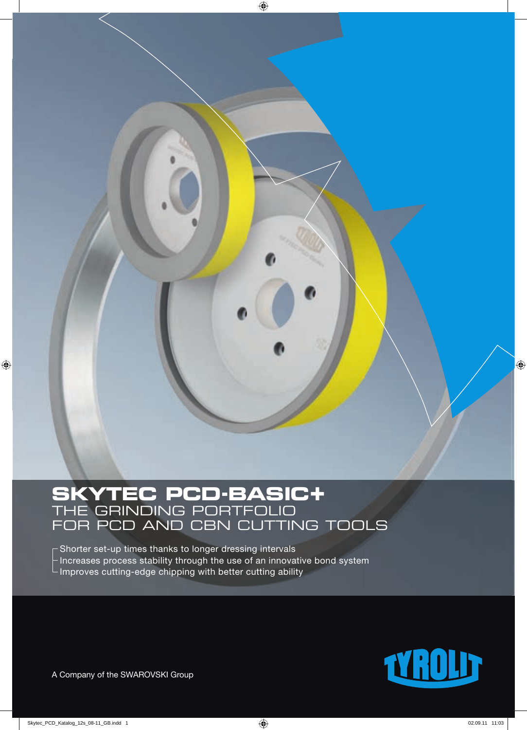# SKYTEC PCD-BASIC+

## THE GRINDING PORTFOLIO FOR PCD AND CBN CUTTING TOOLS

- Shorter set-up times thanks to longer dressing intervals
- Increases process stability through the use of an innovative bond system
- Improves cutting-edge chipping with better cutting ability

A Company of the SWAROVSKI Group

TYROLIT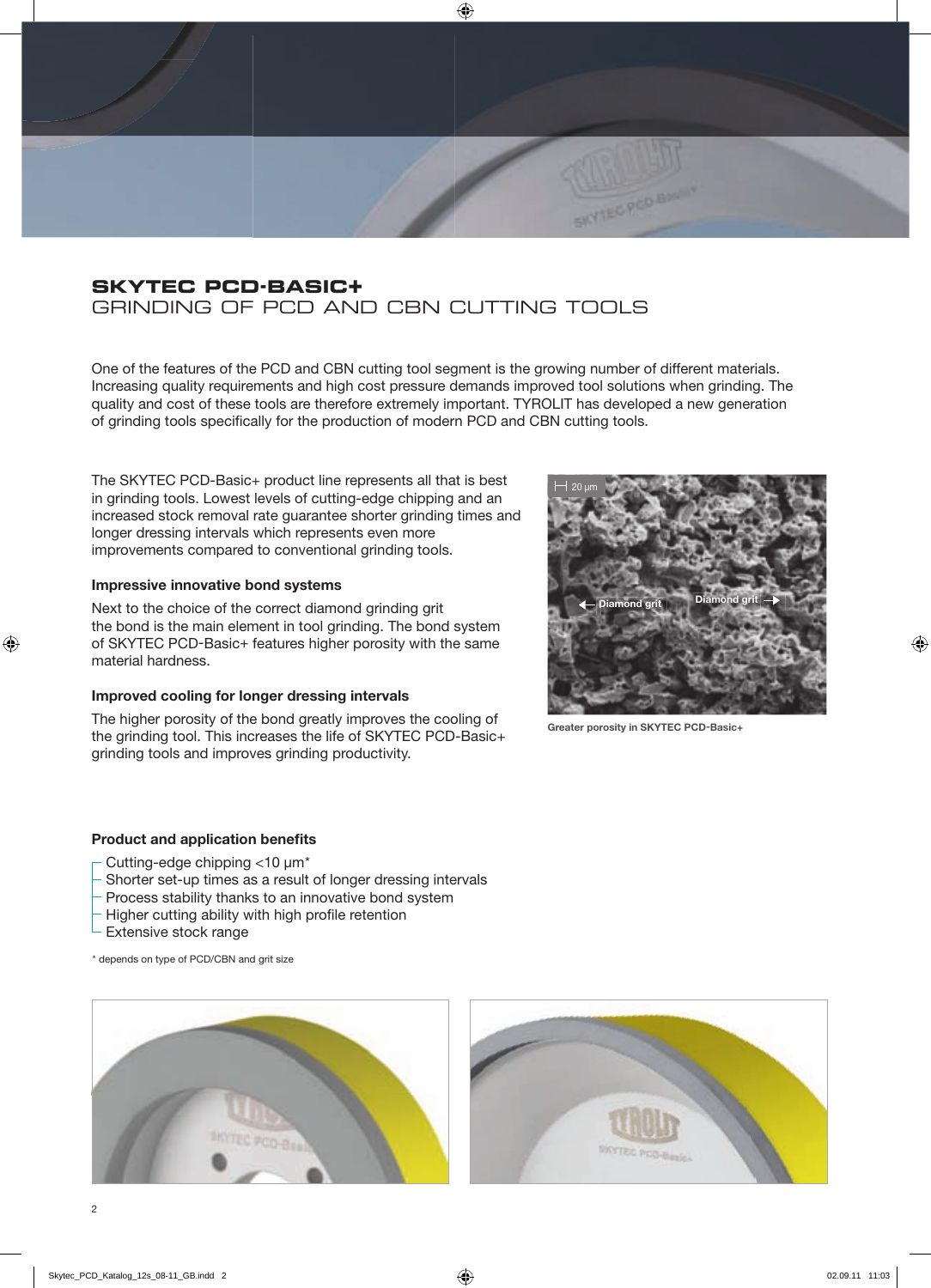## SKYTEC PCD-BASIC+
## GRINDING OF PCD AND CBN CUTTING TOOLS

One of the features of the PCD and CBN cutting tool segment is the growing number of different materials. Increasing quality requirements and high cost pressure demands improved tool solutions when grinding. The quality and cost of these tools are therefore extremely important. TYROLIT has developed a new generation of grinding tools specifically for the production of modern PCD and CBN cutting tools.

The SKYTEC PCD-Basic+ product line represents all that is best in grinding tools. Lowest levels of cutting-edge chipping and an increased stock removal rate guarantee shorter grinding times and longer dressing intervals which represents even more improvements compared to conventional grinding tools.

### Impressive innovative bond systems

Next to the choice of the correct diamond grinding grit the bond is the main element in tool grinding. The bond system of SKYTEC PCD-Basic+ features higher porosity with the same material hardness.

### Improved cooling for longer dressing intervals

The higher porosity of the bond greatly improves the cooling of the grinding tool. This increases the life of SKYTEC PCD-Basic+ grinding tools and improves grinding productivity.

Greater porosity in SKYTEC PCD-Basic+

### Product and application benefits

- Cutting-edge chipping <10 µm*
- Shorter set-up times as a result of longer dressing intervals
- Process stability thanks to an innovative bond system
- Higher cutting ability with high profile retention
- Extensive stock range

\* depends on type of PCD/CBN and grit size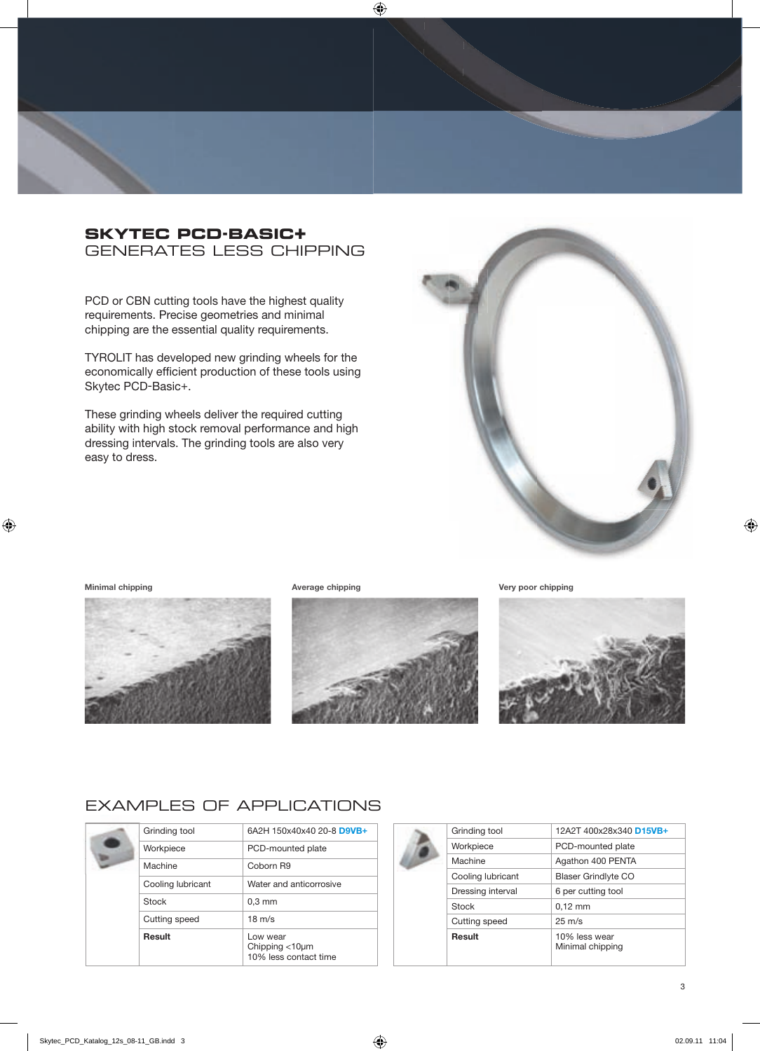# SKYTEC PCD-BASIC+
## GENERATES LESS CHIPPING

PCD or CBN cutting tools have the highest quality requirements. Precise geometries and minimal chipping are the essential quality requirements.

TYROLIT has developed new grinding wheels for the economically efficient production of these tools using Skytec PCD-Basic+.

These grinding wheels deliver the required cutting ability with high stock removal performance and high dressing intervals. The grinding tools are also very easy to dress.

**Minimal chipping**

**Average chipping**

**Very poor chipping**

## EXAMPLES OF APPLICATIONS

| | |
|---|---|
| Grinding tool | 6A2H 150x40x40 20-8 **D9VB+** |
| Workpiece | PCD-mounted plate |
| Machine | Coborn R9 |
| Cooling lubricant | Water and anticorrosive |
| Stock | 0,3 mm |
| Cutting speed | 18 m/s |
| **Result** | Low wear<br>Chipping <10μm<br>10% less contact time |

| | |
|---|---|
| Grinding tool | 12A2T 400x28x340 **D15VB+** |
| Workpiece | PCD-mounted plate |
| Machine | Agathon 400 PENTA |
| Cooling lubricant | Blaser Grindlyte CO |
| Dressing interval | 6 per cutting tool |
| Stock | 0,12 mm |
| Cutting speed | 25 m/s |
| **Result** | 10% less wear<br>Minimal chipping |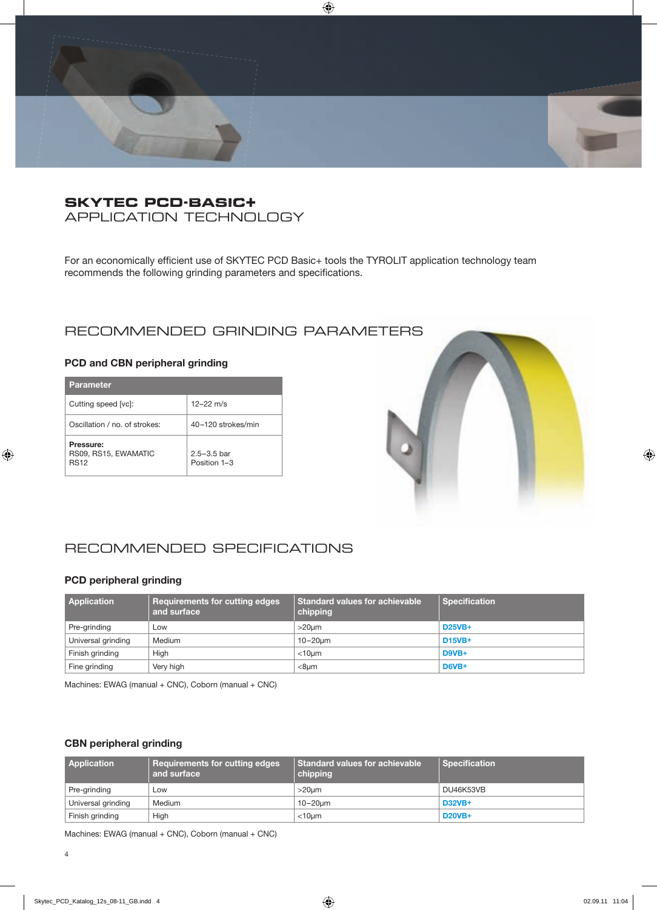# SKYTEC PCD-BASIC+
## APPLICATION TECHNOLOGY

For an economically efficient use of SKYTEC PCD Basic+ tools the TYROLIT application technology team recommends the following grinding parameters and specifications.

## RECOMMENDED GRINDING PARAMETERS

### PCD and CBN peripheral grinding

| Parameter | |
|---|---|
| Cutting speed [vc]: | 12–22 m/s |
| Oscillation / no. of strokes: | 40–120 strokes/min |
| **Pressure:**<br>RS09, RS15, EWAMATIC<br>RS12 | 2.5–3.5 bar<br>Position 1–3 |

## RECOMMENDED SPECIFICATIONS

### PCD peripheral grinding

| Application | Requirements for cutting edges and surface | Standard values for achievable chipping | Specification |
|---|---|---|---|
| Pre-grinding | Low | >20µm | **D25VB+** |
| Universal grinding | Medium | 10–20µm | **D15VB+** |
| Finish grinding | High | <10µm | **D9VB+** |
| Fine grinding | Very high | <8µm | **D6VB+** |

Machines: EWAG (manual + CNC), Coborn (manual + CNC)

### CBN peripheral grinding

| Application | Requirements for cutting edges and surface | Standard values for achievable chipping | Specification |
|---|---|---|---|
| Pre-grinding | Low | >20µm | DU46K53VB |
| Universal grinding | Medium | 10–20µm | **D32VB+** |
| Finish grinding | High | <10µm | **D20VB+** |

Machines: EWAG (manual + CNC), Coborn (manual + CNC)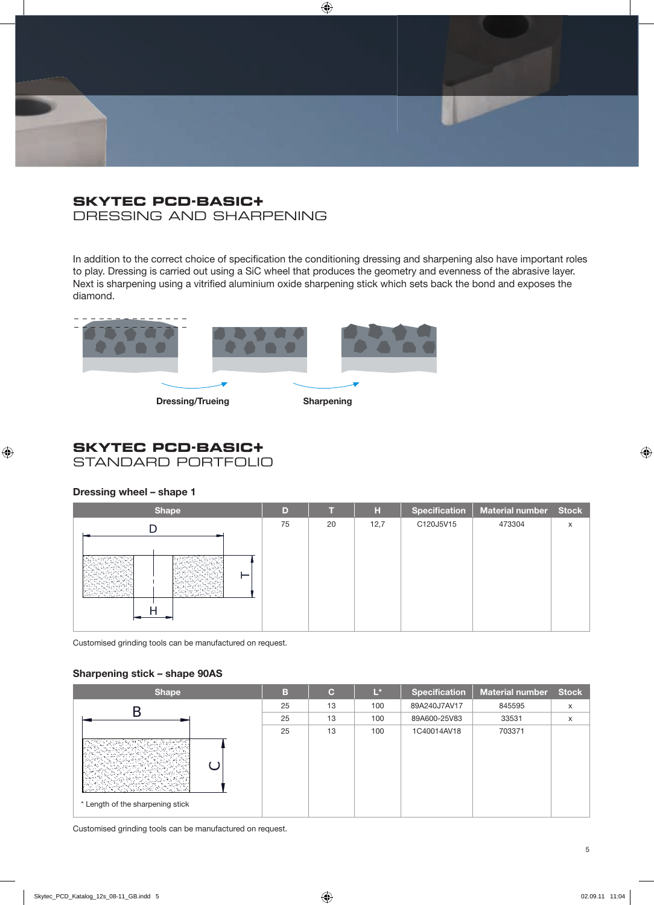## SKYTEC PCD-BASIC+
DRESSING AND SHARPENING

In addition to the correct choice of specification the conditioning dressing and sharpening also have important roles to play. Dressing is carried out using a SiC wheel that produces the geometry and evenness of the abrasive layer. Next is sharpening using a vitrified aluminium oxide sharpening stick which sets back the bond and exposes the diamond.

Dressing/Trueing

Sharpening

## SKYTEC PCD-BASIC+
STANDARD PORTFOLIO

### Dressing wheel – shape 1

| Shape | D | T | H | Specification | Material number | Stock |
|---|---|---|---|---|---|---|
| | 75 | 20 | 12,7 | C120J5V15 | 473304 | x |

Customised grinding tools can be manufactured on request.

### Sharpening stick – shape 90AS

| Shape | B | C | L* | Specification | Material number | Stock |
|---|---|---|---|---|---|---|
| | 25 | 13 | 100 | 89A240J7AV17 | 845595 | x |
| | 25 | 13 | 100 | 89A600-25V83 | 33531 | x |
| | 25 | 13 | 100 | 1C40014AV18 | 703371 | |

\* Length of the sharpening stick

Customised grinding tools can be manufactured on request.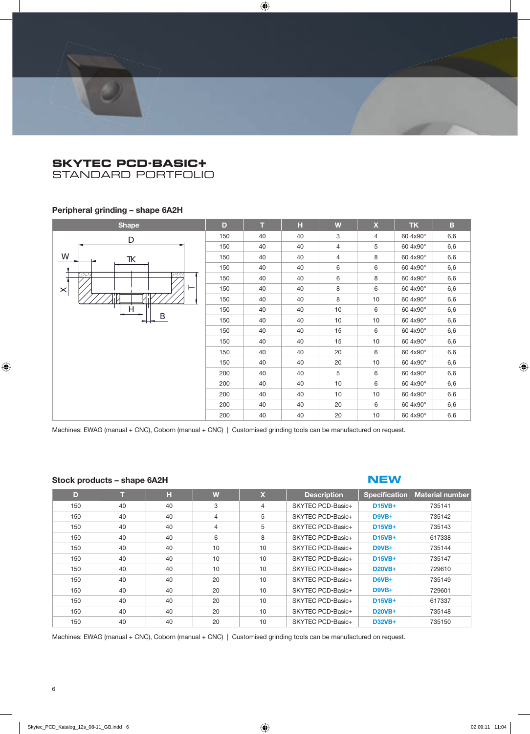# SKYTEC PCD-BASIC+
## STANDARD PORTFOLIO

### Peripheral grinding – shape 6A2H

| Shape | D | T | H | W | X | TK | B |
|---|---|---|---|---|---|---|---|
| | 150 | 40 | 40 | 3 | 4 | 60 4x90° | 6,6 |
| | 150 | 40 | 40 | 4 | 5 | 60 4x90° | 6,6 |
| | 150 | 40 | 40 | 4 | 8 | 60 4x90° | 6,6 |
| | 150 | 40 | 40 | 6 | 6 | 60 4x90° | 6,6 |
| | 150 | 40 | 40 | 6 | 8 | 60 4x90° | 6,6 |
| | 150 | 40 | 40 | 8 | 6 | 60 4x90° | 6,6 |
| | 150 | 40 | 40 | 8 | 10 | 60 4x90° | 6,6 |
| | 150 | 40 | 40 | 10 | 6 | 60 4x90° | 6,6 |
| | 150 | 40 | 40 | 10 | 10 | 60 4x90° | 6,6 |
| | 150 | 40 | 40 | 15 | 6 | 60 4x90° | 6,6 |
| | 150 | 40 | 40 | 15 | 10 | 60 4x90° | 6,6 |
| | 150 | 40 | 40 | 20 | 6 | 60 4x90° | 6,6 |
| | 150 | 40 | 40 | 20 | 10 | 60 4x90° | 6,6 |
| | 200 | 40 | 40 | 5 | 6 | 60 4x90° | 6,6 |
| | 200 | 40 | 40 | 10 | 6 | 60 4x90° | 6,6 |
| | 200 | 40 | 40 | 10 | 10 | 60 4x90° | 6,6 |
| | 200 | 40 | 40 | 20 | 6 | 60 4x90° | 6,6 |
| | 200 | 40 | 40 | 20 | 10 | 60 4x90° | 6,6 |

Machines: EWAG (manual + CNC), Coborn (manual + CNC) | Customised grinding tools can be manufactured on request.

### Stock products – shape 6A2H

**NEW**

| D | T | H | W | X | Description | Specification | Material number |
|---|---|---|---|---|---|---|---|
| 150 | 40 | 40 | 3 | 4 | SKYTEC PCD-Basic+ | D15VB+ | 735141 |
| 150 | 40 | 40 | 4 | 5 | SKYTEC PCD-Basic+ | D9VB+ | 735142 |
| 150 | 40 | 40 | 4 | 5 | SKYTEC PCD-Basic+ | D15VB+ | 735143 |
| 150 | 40 | 40 | 6 | 8 | SKYTEC PCD-Basic+ | D15VB+ | 617338 |
| 150 | 40 | 40 | 10 | 10 | SKYTEC PCD-Basic+ | D9VB+ | 735144 |
| 150 | 40 | 40 | 10 | 10 | SKYTEC PCD-Basic+ | D15VB+ | 735147 |
| 150 | 40 | 40 | 10 | 10 | SKYTEC PCD-Basic+ | D20VB+ | 729610 |
| 150 | 40 | 40 | 20 | 10 | SKYTEC PCD-Basic+ | D6VB+ | 735149 |
| 150 | 40 | 40 | 20 | 10 | SKYTEC PCD-Basic+ | D9VB+ | 729601 |
| 150 | 40 | 40 | 20 | 10 | SKYTEC PCD-Basic+ | D15VB+ | 617337 |
| 150 | 40 | 40 | 20 | 10 | SKYTEC PCD-Basic+ | D20VB+ | 735148 |
| 150 | 40 | 40 | 20 | 10 | SKYTEC PCD-Basic+ | D32VB+ | 735150 |

Machines: EWAG (manual + CNC), Coborn (manual + CNC) | Customised grinding tools can be manufactured on request.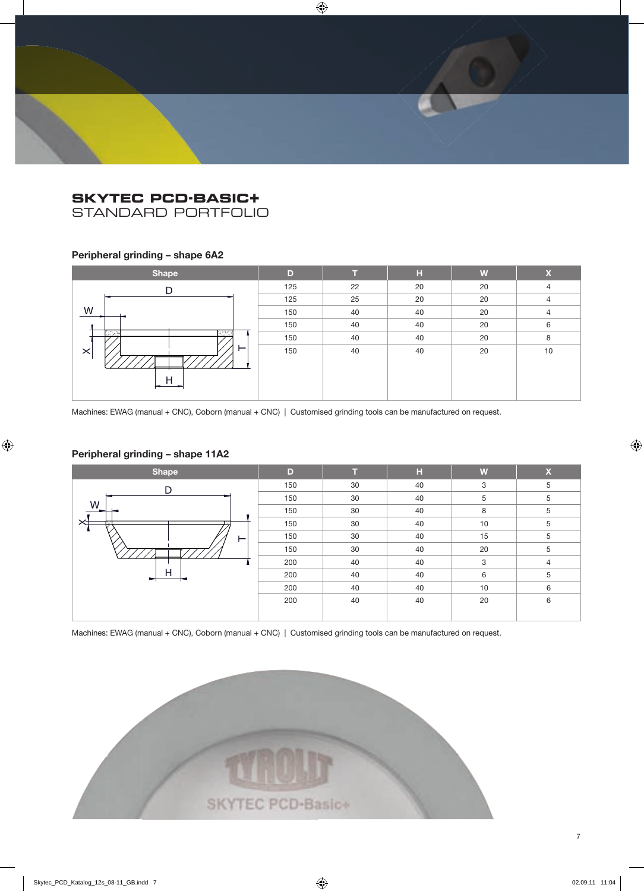## SKYTEC PCD-BASIC+
STANDARD PORTFOLIO

### Peripheral grinding – shape 6A2

| Shape | D | T | H | W | X |
|---|---|---|---|---|---|
| | 125 | 22 | 20 | 20 | 4 |
| | 125 | 25 | 20 | 20 | 4 |
| | 150 | 40 | 40 | 20 | 4 |
| | 150 | 40 | 40 | 20 | 6 |
| | 150 | 40 | 40 | 20 | 8 |
| | 150 | 40 | 40 | 20 | 10 |

Machines: EWAG (manual + CNC), Coborn (manual + CNC) | Customised grinding tools can be manufactured on request.

### Peripheral grinding – shape 11A2

| Shape | D | T | H | W | X |
|---|---|---|---|---|---|
| | 150 | 30 | 40 | 3 | 5 |
| | 150 | 30 | 40 | 5 | 5 |
| | 150 | 30 | 40 | 8 | 5 |
| | 150 | 30 | 40 | 10 | 5 |
| | 150 | 30 | 40 | 15 | 5 |
| | 150 | 30 | 40 | 20 | 5 |
| | 200 | 40 | 40 | 3 | 4 |
| | 200 | 40 | 40 | 6 | 5 |
| | 200 | 40 | 40 | 10 | 6 |
| | 200 | 40 | 40 | 20 | 6 |

Machines: EWAG (manual + CNC), Coborn (manual + CNC) | Customised grinding tools can be manufactured on request.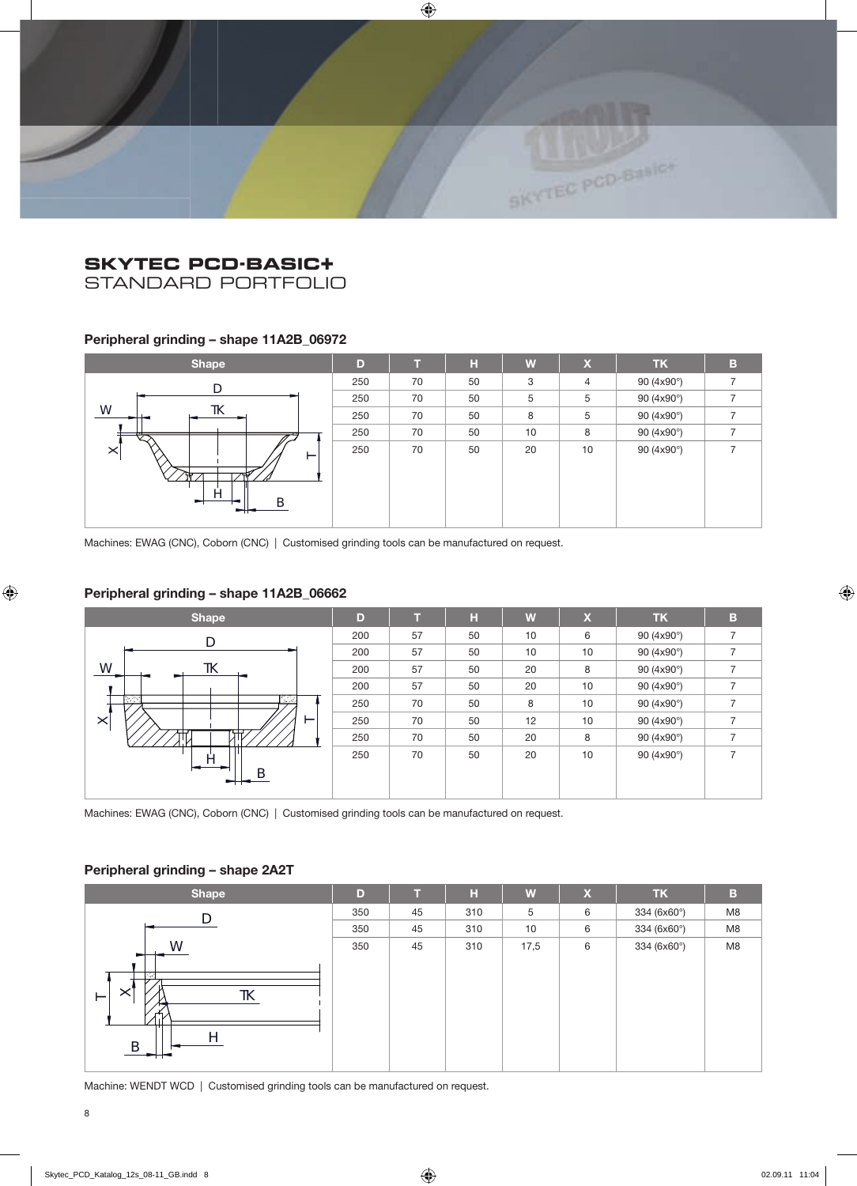# SKYTEC PCD-BASIC+
## STANDARD PORTFOLIO

### Peripheral grinding – shape 11A2B_06972

| Shape | D | T | H | W | X | TK | B |
|---|---|---|---|---|---|---|---|
| | 250 | 70 | 50 | 3 | 4 | 90 (4x90°) | 7 |
| | 250 | 70 | 50 | 5 | 5 | 90 (4x90°) | 7 |
| | 250 | 70 | 50 | 8 | 5 | 90 (4x90°) | 7 |
| | 250 | 70 | 50 | 10 | 8 | 90 (4x90°) | 7 |
| | 250 | 70 | 50 | 20 | 10 | 90 (4x90°) | 7 |

Machines: EWAG (CNC), Coborn (CNC) | Customised grinding tools can be manufactured on request.

### Peripheral grinding – shape 11A2B_06662

| Shape | D | T | H | W | X | TK | B |
|---|---|---|---|---|---|---|---|
| | 200 | 57 | 50 | 10 | 6 | 90 (4x90°) | 7 |
| | 200 | 57 | 50 | 10 | 10 | 90 (4x90°) | 7 |
| | 200 | 57 | 50 | 20 | 8 | 90 (4x90°) | 7 |
| | 200 | 57 | 50 | 20 | 10 | 90 (4x90°) | 7 |
| | 250 | 70 | 50 | 8 | 10 | 90 (4x90°) | 7 |
| | 250 | 70 | 50 | 12 | 10 | 90 (4x90°) | 7 |
| | 250 | 70 | 50 | 20 | 8 | 90 (4x90°) | 7 |
| | 250 | 70 | 50 | 20 | 10 | 90 (4x90°) | 7 |

Machines: EWAG (CNC), Coborn (CNC) | Customised grinding tools can be manufactured on request.

### Peripheral grinding – shape 2A2T

| Shape | D | T | H | W | X | TK | B |
|---|---|---|---|---|---|---|---|
| | 350 | 45 | 310 | 5 | 6 | 334 (6x60°) | M8 |
| | 350 | 45 | 310 | 10 | 6 | 334 (6x60°) | M8 |
| | 350 | 45 | 310 | 17,5 | 6 | 334 (6x60°) | M8 |

Machine: WENDT WCD | Customised grinding tools can be manufactured on request.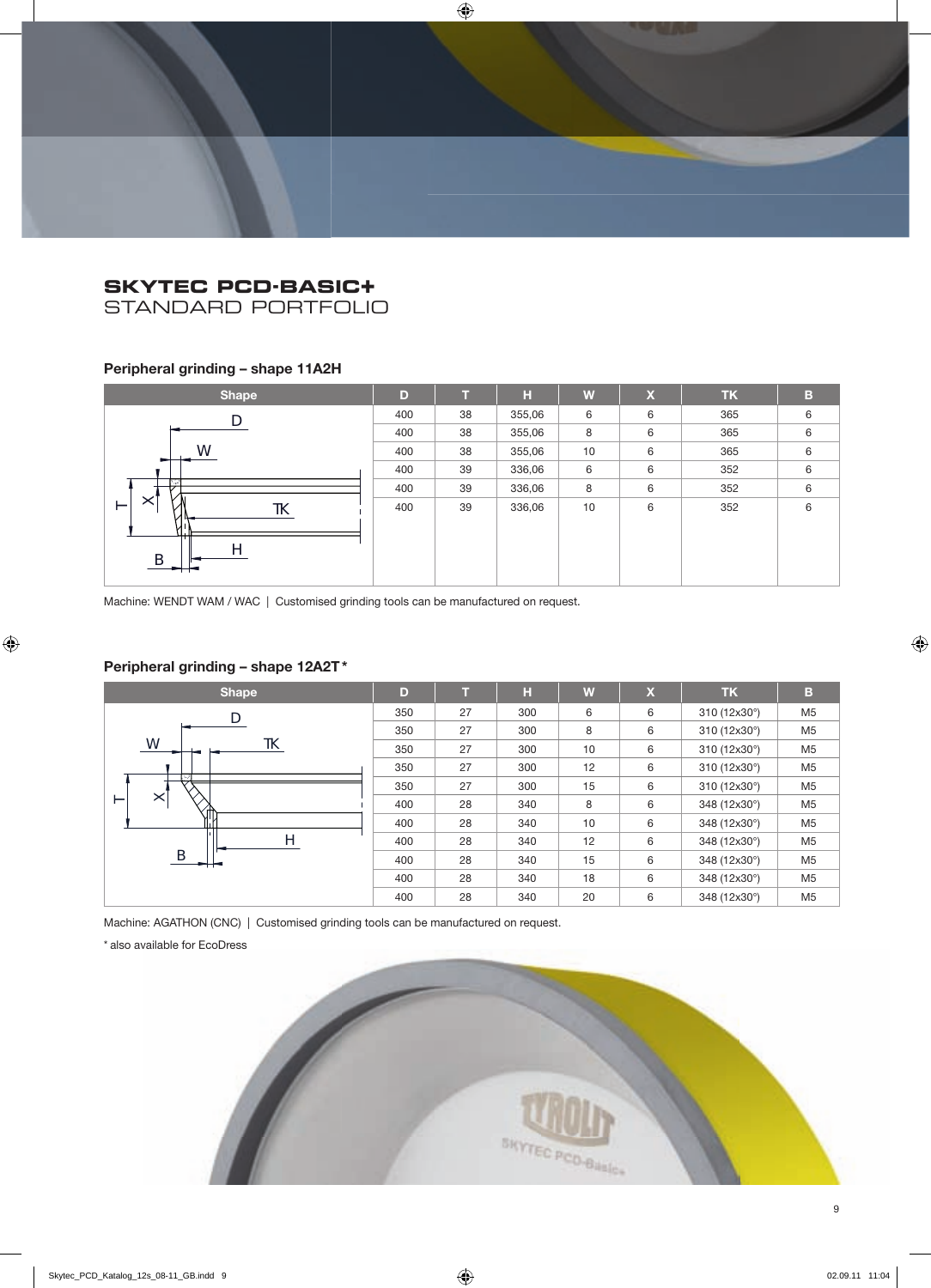## SKYTEC PCD-BASIC+
STANDARD PORTFOLIO

### Peripheral grinding – shape 11A2H

| Shape | D | T | H | W | X | TK | B |
|---|---|---|---|---|---|---|---|
| | 400 | 38 | 355,06 | 6 | 6 | 365 | 6 |
| | 400 | 38 | 355,06 | 8 | 6 | 365 | 6 |
| | 400 | 38 | 355,06 | 10 | 6 | 365 | 6 |
| | 400 | 39 | 336,06 | 6 | 6 | 352 | 6 |
| | 400 | 39 | 336,06 | 8 | 6 | 352 | 6 |
| | 400 | 39 | 336,06 | 10 | 6 | 352 | 6 |

Machine: WENDT WAM / WAC | Customised grinding tools can be manufactured on request.

### Peripheral grinding – shape 12A2T*

| Shape | D | T | H | W | X | TK | B |
|---|---|---|---|---|---|---|---|
| | 350 | 27 | 300 | 6 | 6 | 310 (12x30°) | M5 |
| | 350 | 27 | 300 | 8 | 6 | 310 (12x30°) | M5 |
| | 350 | 27 | 300 | 10 | 6 | 310 (12x30°) | M5 |
| | 350 | 27 | 300 | 12 | 6 | 310 (12x30°) | M5 |
| | 350 | 27 | 300 | 15 | 6 | 310 (12x30°) | M5 |
| | 400 | 28 | 340 | 8 | 6 | 348 (12x30°) | M5 |
| | 400 | 28 | 340 | 10 | 6 | 348 (12x30°) | M5 |
| | 400 | 28 | 340 | 12 | 6 | 348 (12x30°) | M5 |
| | 400 | 28 | 340 | 15 | 6 | 348 (12x30°) | M5 |
| | 400 | 28 | 340 | 18 | 6 | 348 (12x30°) | M5 |
| | 400 | 28 | 340 | 20 | 6 | 348 (12x30°) | M5 |

Machine: AGATHON (CNC) | Customised grinding tools can be manufactured on request.

* also available for EcoDress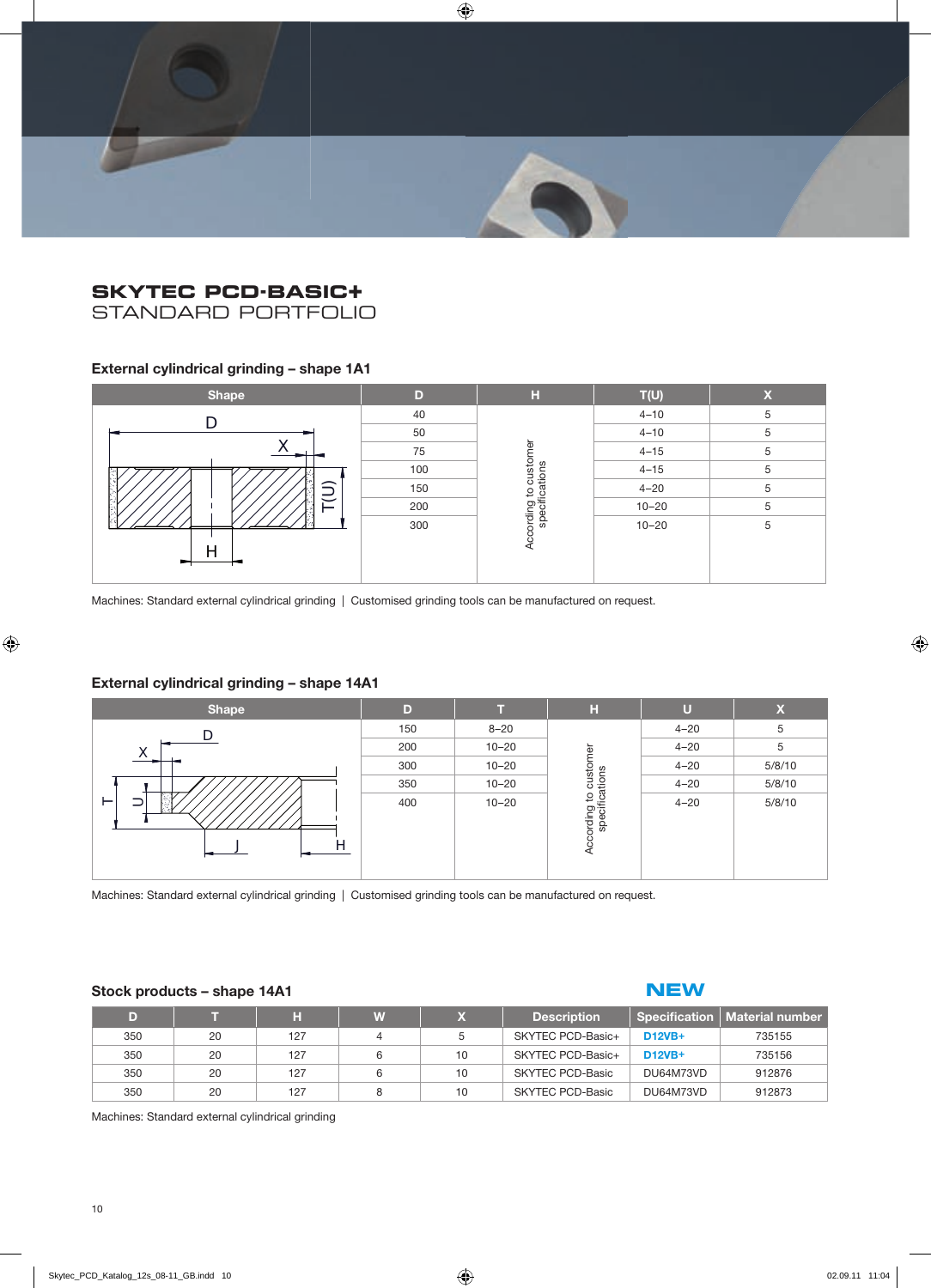# SKYTEC PCD-BASIC+

## STANDARD PORTFOLIO

### External cylindrical grinding – shape 1A1

| Shape | D | H | T(U) | X |
|---|---|---|---|---|
| | 40 | According to customer specifications | 4–10 | 5 |
| | 50 | | 4–10 | 5 |
| | 75 | | 4–15 | 5 |
| | 100 | | 4–15 | 5 |
| | 150 | | 4–20 | 5 |
| | 200 | | 10–20 | 5 |
| | 300 | | 10–20 | 5 |

Machines: Standard external cylindrical grinding | Customised grinding tools can be manufactured on request.

### External cylindrical grinding – shape 14A1

| Shape | D | T | H | U | X |
|---|---|---|---|---|---|
| | 150 | 8–20 | According to customer specifications | 4–20 | 5 |
| | 200 | 10–20 | | 4–20 | 5 |
| | 300 | 10–20 | | 4–20 | 5/8/10 |
| | 350 | 10–20 | | 4–20 | 5/8/10 |
| | 400 | 10–20 | | 4–20 | 5/8/10 |

Machines: Standard external cylindrical grinding | Customised grinding tools can be manufactured on request.

### Stock products – shape 14A1

**NEW**

| D | T | H | W | X | Description | Specification | Material number |
|---|---|---|---|---|---|---|---|
| 350 | 20 | 127 | 4 | 5 | SKYTEC PCD-Basic+ | D12VB+ | 735155 |
| 350 | 20 | 127 | 6 | 10 | SKYTEC PCD-Basic+ | D12VB+ | 735156 |
| 350 | 20 | 127 | 6 | 10 | SKYTEC PCD-Basic | DU64M73VD | 912876 |
| 350 | 20 | 127 | 8 | 10 | SKYTEC PCD-Basic | DU64M73VD | 912873 |

Machines: Standard external cylindrical grinding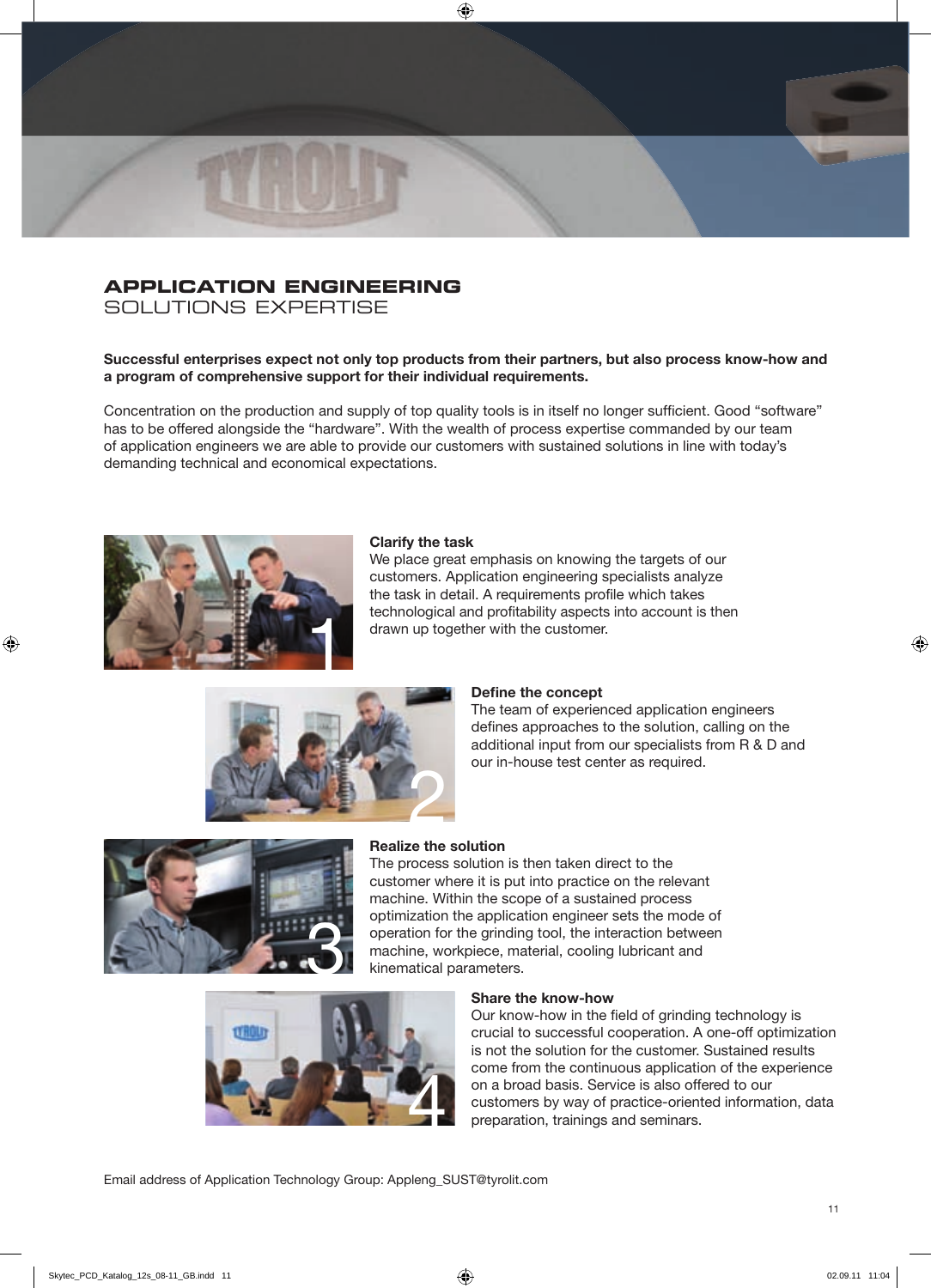# APPLICATION ENGINEERING

## SOLUTIONS EXPERTISE

**Successful enterprises expect not only top products from their partners, but also process know-how and a program of comprehensive support for their individual requirements.**

Concentration on the production and supply of top quality tools is in itself no longer sufficient. Good "software" has to be offered alongside the "hardware". With the wealth of process expertise commanded by our team of application engineers we are able to provide our customers with sustained solutions in line with today's demanding technical and economical expectations.

### Clarify the task

We place great emphasis on knowing the targets of our customers. Application engineering specialists analyze the task in detail. A requirements profile which takes technological and profitability aspects into account is then drawn up together with the customer.

### Define the concept

The team of experienced application engineers defines approaches to the solution, calling on the additional input from our specialists from R & D and our in-house test center as required.

### Realize the solution

The process solution is then taken direct to the customer where it is put into practice on the relevant machine. Within the scope of a sustained process optimization the application engineer sets the mode of operation for the grinding tool, the interaction between machine, workpiece, material, cooling lubricant and kinematical parameters.

### Share the know-how

Our know-how in the field of grinding technology is crucial to successful cooperation. A one-off optimization is not the solution for the customer. Sustained results come from the continuous application of the experience on a broad basis. Service is also offered to our customers by way of practice-oriented information, data preparation, trainings and seminars.

Email address of Application Technology Group: Appleng_SUST@tyrolit.com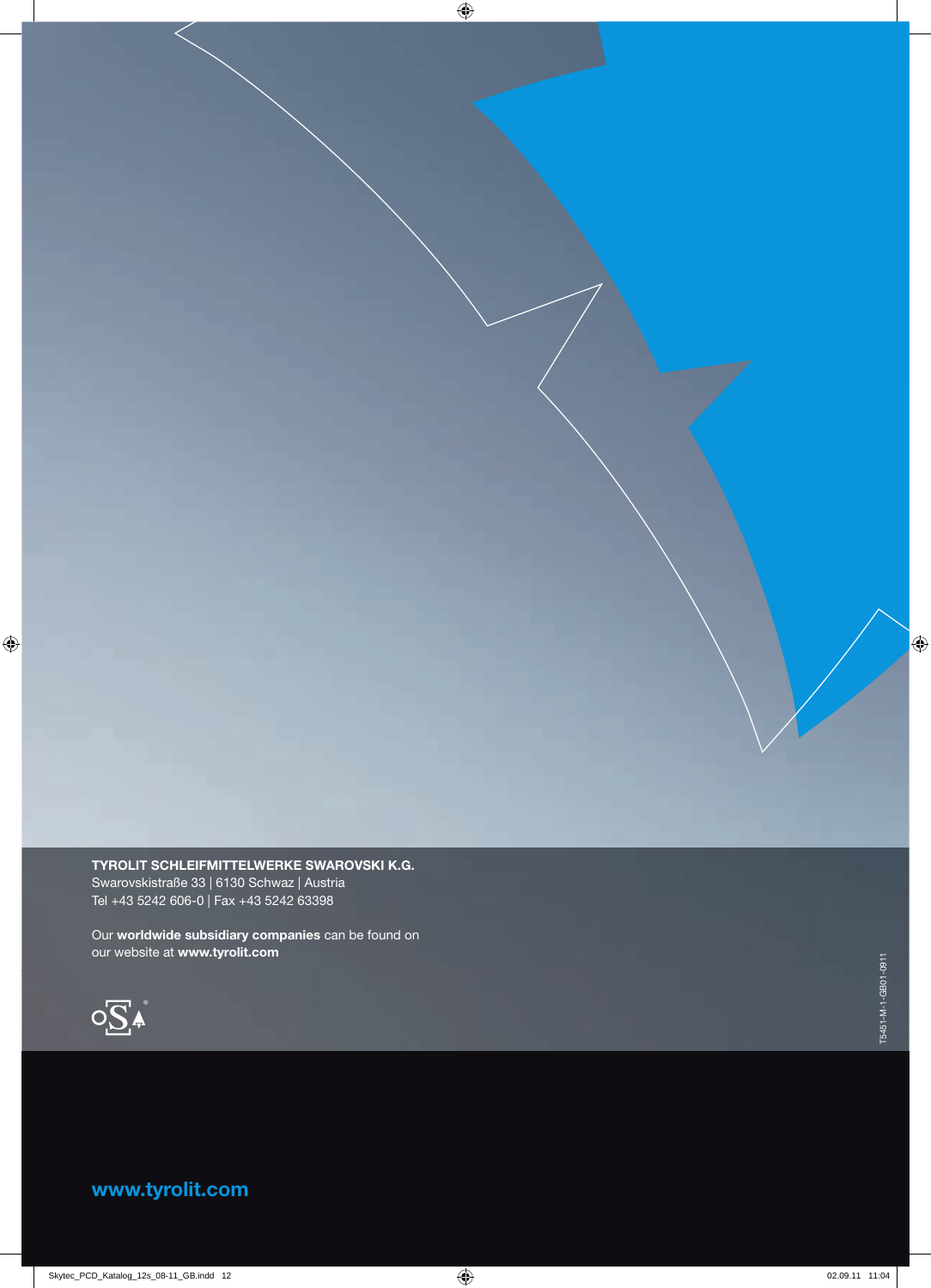**TYROLIT SCHLEIFMITTELWERKE SWAROVSKI K.G.**
Swarovskistraße 33 | 6130 Schwaz | Austria
Tel +43 5242 606-0 | Fax +43 5242 63398

Our **worldwide subsidiary companies** can be found on our website at **www.tyrolit.com**

T5451-M-1-GB01-0911

**www.tyrolit.com**